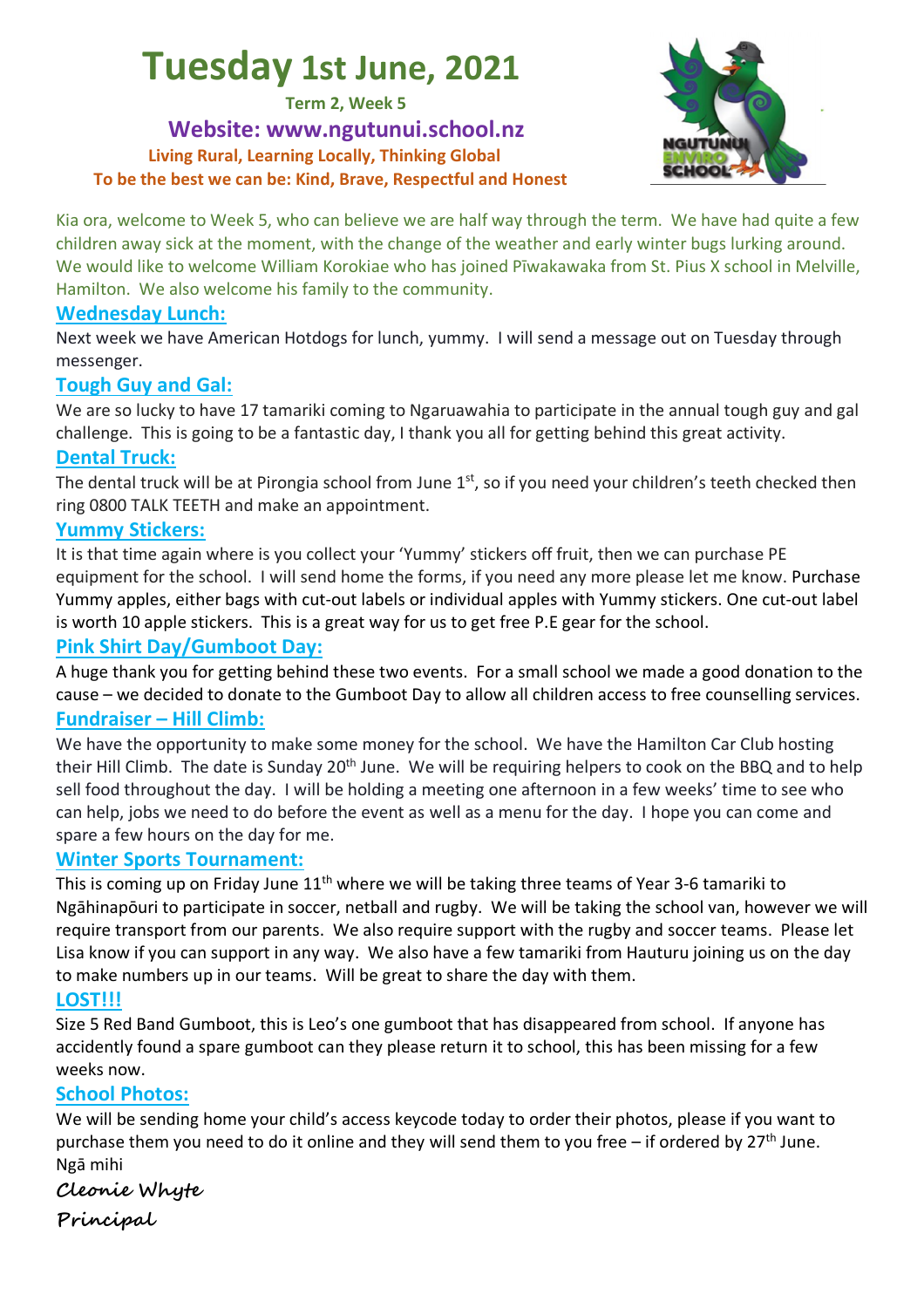# Tuesday 1st June, 2021

**Term 2, Week 5**

**Website: www.ngutunui.school.nz**

**Living Rural, Learning Locally, Thinking Global**

**To be the best we can be: Kind, Brave, Respectful and Honest**

Kia ora, welcome to Week 5, who can believe we are half way through the term. We have had quite a few children away sick at the moment, with the change of the weather and early winter bugs lurking around. We would like to welcome William Korokiae who has joined Pīwakawaka from St. Pius X school in Melville, Hamilton. We also welcome his family to the community.

## Wednesday Lunch:

Next week we have American Hotdogs for lunch, yummy. I will send a message out on Tuesday through messenger.

## Tough Guy and Gal:

We are so lucky to have 17 tamariki coming to Ngaruawahia to participate in the annual tough guy and gal challenge. This is going to be a fantastic day, I thank you all for getting behind this great activity.

## Dental Truck:

The dental truck will be at Pirongia school from June 1st, so if you need your children's teeth checked then ring 0800 TALK TEETH and make an appointment.

## Yummy Stickers:

It is that time again where is you collect your 'Yummy' stickers off fruit, then we can purchase PE equipment for the school. I will send home the forms, if you need any more please let me know. Purchase Yummy apples, either bags with cut-out labels or individual apples with Yummy stickers. One cut-out label is worth 10 apple stickers. This is a great way for us to get free P.E gear for the school.

## Pink Shirt Day/Gumboot Day:

A huge thank you for getting behind these two events. For a small school we made a good donation to the cause – we decided to donate to the Gumboot Day to allow all children access to free counselling services.

## Fundraiser – Hill Climb:

We have the opportunity to make some money for the school. We have the Hamilton Car Club hosting their Hill Climb. The date is Sunday 20th June. We will be requiring helpers to cook on the BBQ and to help sell food throughout the day. I will be holding a meeting one afternoon in a few weeks' time to see who can help, jobs we need to do before the event as well as a menu for the day. I hope you can come and spare a few hours on the day for me.

## Winter Sports Tournament:

This is coming up on Friday June 11th where we will be taking three teams of Year 3-6 tamariki to Ngāhinapōuri to participate in soccer, netball and rugby. We will be taking the school van, however we will require transport from our parents. We also require support with the rugby and soccer teams. Please let Lisa know if you can support in any way. We also have a few tamariki from Hauturu joining us on the day to make numbers up in our teams. Will be great to share the day with them.

## LOST!!!

Size 5 Red Band Gumboot, this is Leo's one gumboot that has disappeared from school. If anyone has accidently found a spare gumboot can they please return it to school, this has been missing for a few weeks now.

## School Photos:

We will be sending home your child's access keycode today to order their photos, please if you want to purchase them you need to do it online and they will send them to you free – if ordered by 27th June.

Ngā mihi

**Cleonie Whyte**

**Principal**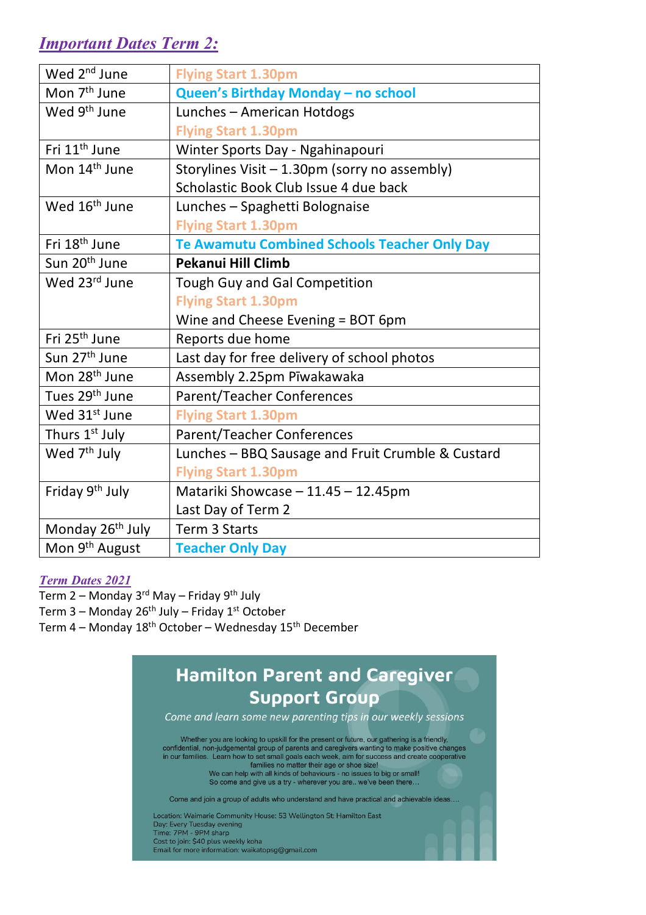## *Important Dates Term 2:*

| | |
|---|---|
| Wed 2nd June | Flying Start 1.30pm |
| Mon 7th June | **Queen's Birthday Monday – no school** |
| Wed 9th June | Lunches – American Hotdogs<br>Flying Start 1.30pm |
| Fri 11th June | Winter Sports Day - Ngahinapouri |
| Mon 14th June | Storylines Visit – 1.30pm (sorry no assembly)<br>Scholastic Book Club Issue 4 due back |
| Wed 16th June | Lunches – Spaghetti Bolognaise<br>Flying Start 1.30pm |
| Fri 18th June | **Te Awamutu Combined Schools Teacher Only Day** |
| Sun 20th June | **Pekanui Hill Climb** |
| Wed 23rd June | Tough Guy and Gal Competition<br>Flying Start 1.30pm<br>Wine and Cheese Evening = BOT 6pm |
| Fri 25th June | Reports due home |
| Sun 27th June | Last day for free delivery of school photos |
| Mon 28th June | Assembly 2.25pm Pīwakawaka |
| Tues 29th June | Parent/Teacher Conferences |
| Wed 31st June | Flying Start 1.30pm |
| Thurs 1st July | Parent/Teacher Conferences |
| Wed 7th July | Lunches – BBQ Sausage and Fruit Crumble & Custard<br>Flying Start 1.30pm |
| Friday 9th July | Matariki Showcase – 11.45 – 12.45pm<br>Last Day of Term 2 |
| Monday 26th July | Term 3 Starts |
| Mon 9th August | **Teacher Only Day** |

### *Term Dates 2021*

Term 2 – Monday 3rd May – Friday 9th July
Term 3 – Monday 26th July – Friday 1st October
Term 4 – Monday 18th October – Wednesday 15th December

## Hamilton Parent and Caregiver Support Group

*Come and learn some new parenting tips in our weekly sessions*

Whether you are looking to upskill for the present or future, our gathering is a friendly, confidential, non-judgemental group of parents and caregivers wanting to make positive changes in our families. Learn how to set small goals each week, aim for success and create cooperative families no matter their age or shoe size!
We can help with all kinds of behaviours - no issues to big or small!
So come and give us a try - wherever you are.. we've been there…

Come and join a group of adults who understand and have practical and achievable ideas….

Location: Waimarie Community House: 53 Wellington St Hamilton East
Day: Every Tuesday evening
Time: 7PM - 9PM sharp
Cost to join: $40 plus weekly koha
Email for more information: waikatopsg@gmail.com